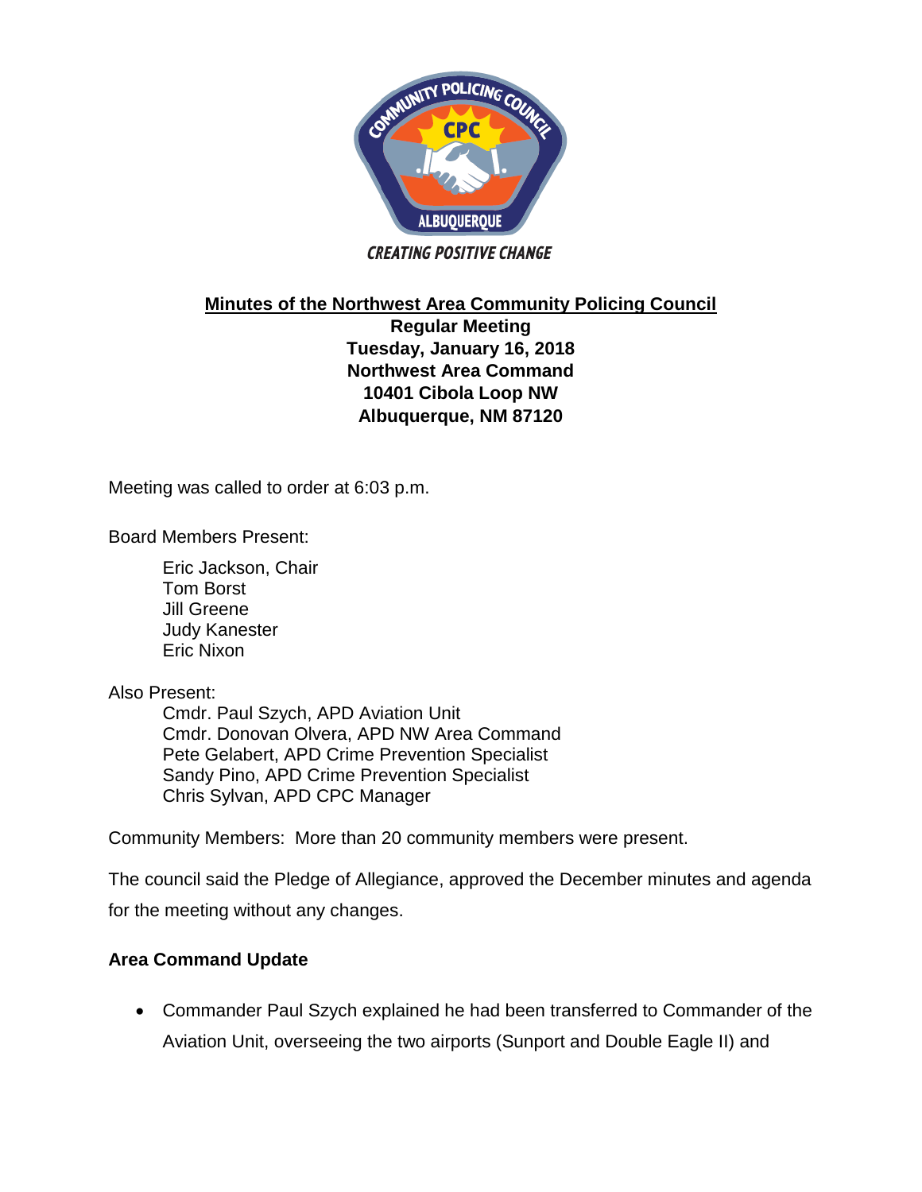# Minutes of the Northwest Area Community Policing Council

**Regular Meeting**
**Tuesday, January 16, 2018**
**Northwest Area Command**
**10401 Cibola Loop NW**
**Albuquerque, NM 87120**

Meeting was called to order at 6:03 p.m.

Board Members Present:

Eric Jackson, Chair
Tom Borst
Jill Greene
Judy Kanester
Eric Nixon

Also Present:

Cmdr. Paul Szych, APD Aviation Unit
Cmdr. Donovan Olvera, APD NW Area Command
Pete Gelabert, APD Crime Prevention Specialist
Sandy Pino, APD Crime Prevention Specialist
Chris Sylvan, APD CPC Manager

Community Members: More than 20 community members were present.

The council said the Pledge of Allegiance, approved the December minutes and agenda for the meeting without any changes.

**Area Command Update**

- Commander Paul Szych explained he had been transferred to Commander of the Aviation Unit, overseeing the two airports (Sunport and Double Eagle II) and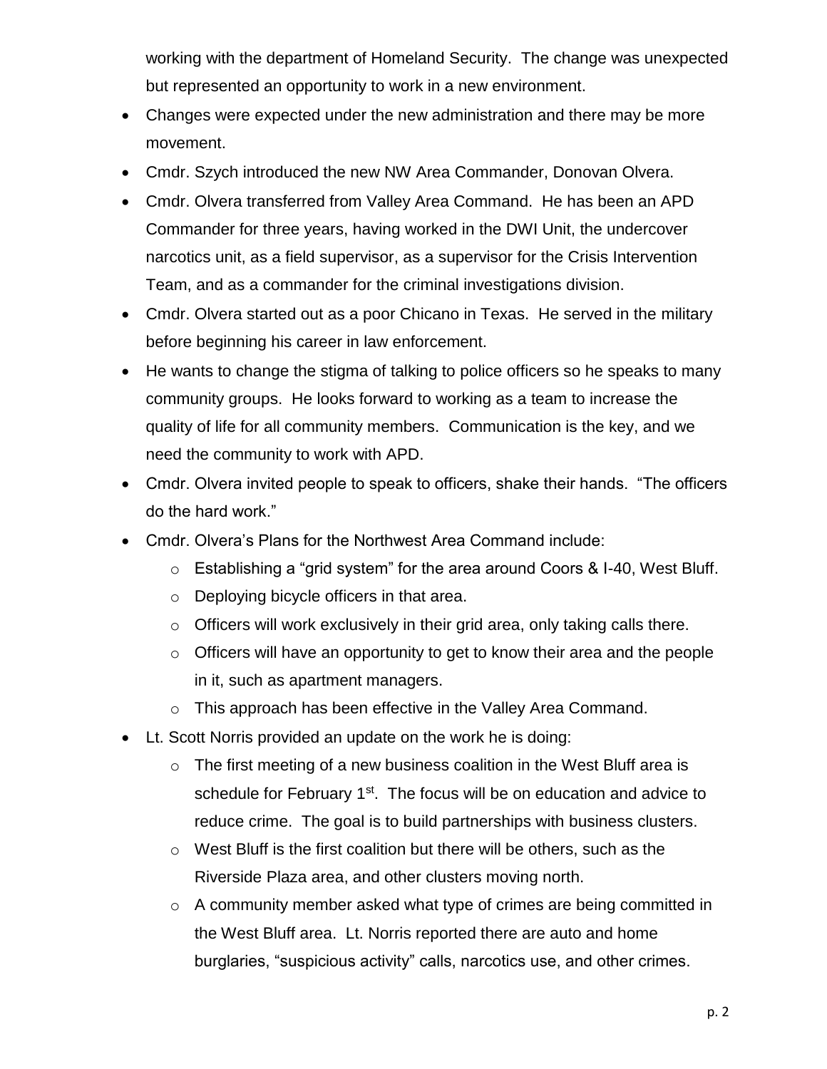working with the department of Homeland Security. The change was unexpected but represented an opportunity to work in a new environment.

- Changes were expected under the new administration and there may be more movement.
- Cmdr. Szych introduced the new NW Area Commander, Donovan Olvera.
- Cmdr. Olvera transferred from Valley Area Command. He has been an APD Commander for three years, having worked in the DWI Unit, the undercover narcotics unit, as a field supervisor, as a supervisor for the Crisis Intervention Team, and as a commander for the criminal investigations division.
- Cmdr. Olvera started out as a poor Chicano in Texas. He served in the military before beginning his career in law enforcement.
- He wants to change the stigma of talking to police officers so he speaks to many community groups. He looks forward to working as a team to increase the quality of life for all community members. Communication is the key, and we need the community to work with APD.
- Cmdr. Olvera invited people to speak to officers, shake their hands. "The officers do the hard work."
- Cmdr. Olvera's Plans for the Northwest Area Command include:
  - Establishing a "grid system" for the area around Coors & I-40, West Bluff.
  - Deploying bicycle officers in that area.
  - Officers will work exclusively in their grid area, only taking calls there.
  - Officers will have an opportunity to get to know their area and the people in it, such as apartment managers.
  - This approach has been effective in the Valley Area Command.
- Lt. Scott Norris provided an update on the work he is doing:
  - The first meeting of a new business coalition in the West Bluff area is schedule for February 1st. The focus will be on education and advice to reduce crime. The goal is to build partnerships with business clusters.
  - West Bluff is the first coalition but there will be others, such as the Riverside Plaza area, and other clusters moving north.
  - A community member asked what type of crimes are being committed in the West Bluff area. Lt. Norris reported there are auto and home burglaries, "suspicious activity" calls, narcotics use, and other crimes.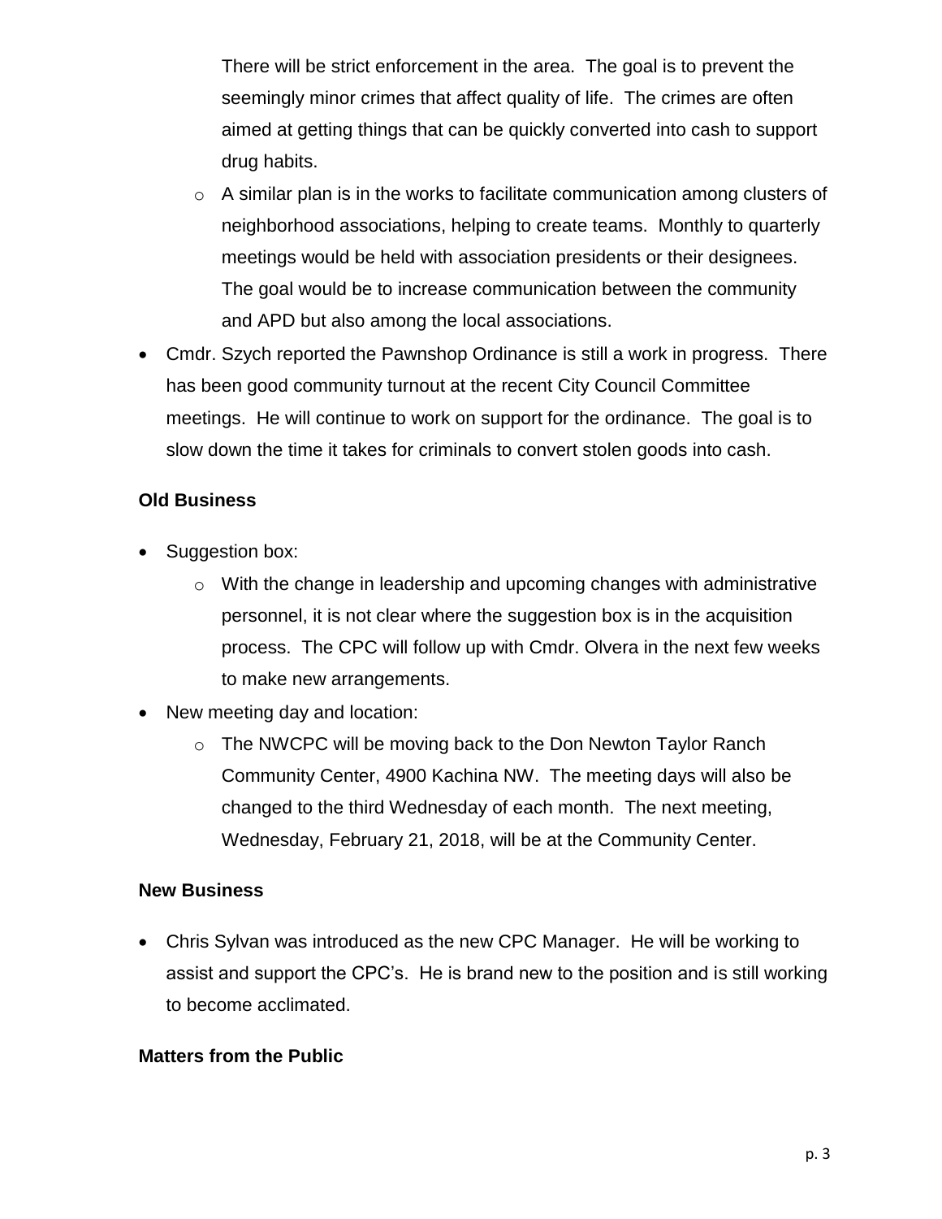There will be strict enforcement in the area. The goal is to prevent the seemingly minor crimes that affect quality of life. The crimes are often aimed at getting things that can be quickly converted into cash to support drug habits.

  - A similar plan is in the works to facilitate communication among clusters of neighborhood associations, helping to create teams. Monthly to quarterly meetings would be held with association presidents or their designees. The goal would be to increase communication between the community and APD but also among the local associations.
- Cmdr. Szych reported the Pawnshop Ordinance is still a work in progress. There has been good community turnout at the recent City Council Committee meetings. He will continue to work on support for the ordinance. The goal is to slow down the time it takes for criminals to convert stolen goods into cash.

**Old Business**

- Suggestion box:
  - With the change in leadership and upcoming changes with administrative personnel, it is not clear where the suggestion box is in the acquisition process. The CPC will follow up with Cmdr. Olvera in the next few weeks to make new arrangements.
- New meeting day and location:
  - The NWCPC will be moving back to the Don Newton Taylor Ranch Community Center, 4900 Kachina NW. The meeting days will also be changed to the third Wednesday of each month. The next meeting, Wednesday, February 21, 2018, will be at the Community Center.

**New Business**

- Chris Sylvan was introduced as the new CPC Manager. He will be working to assist and support the CPC's. He is brand new to the position and is still working to become acclimated.

**Matters from the Public**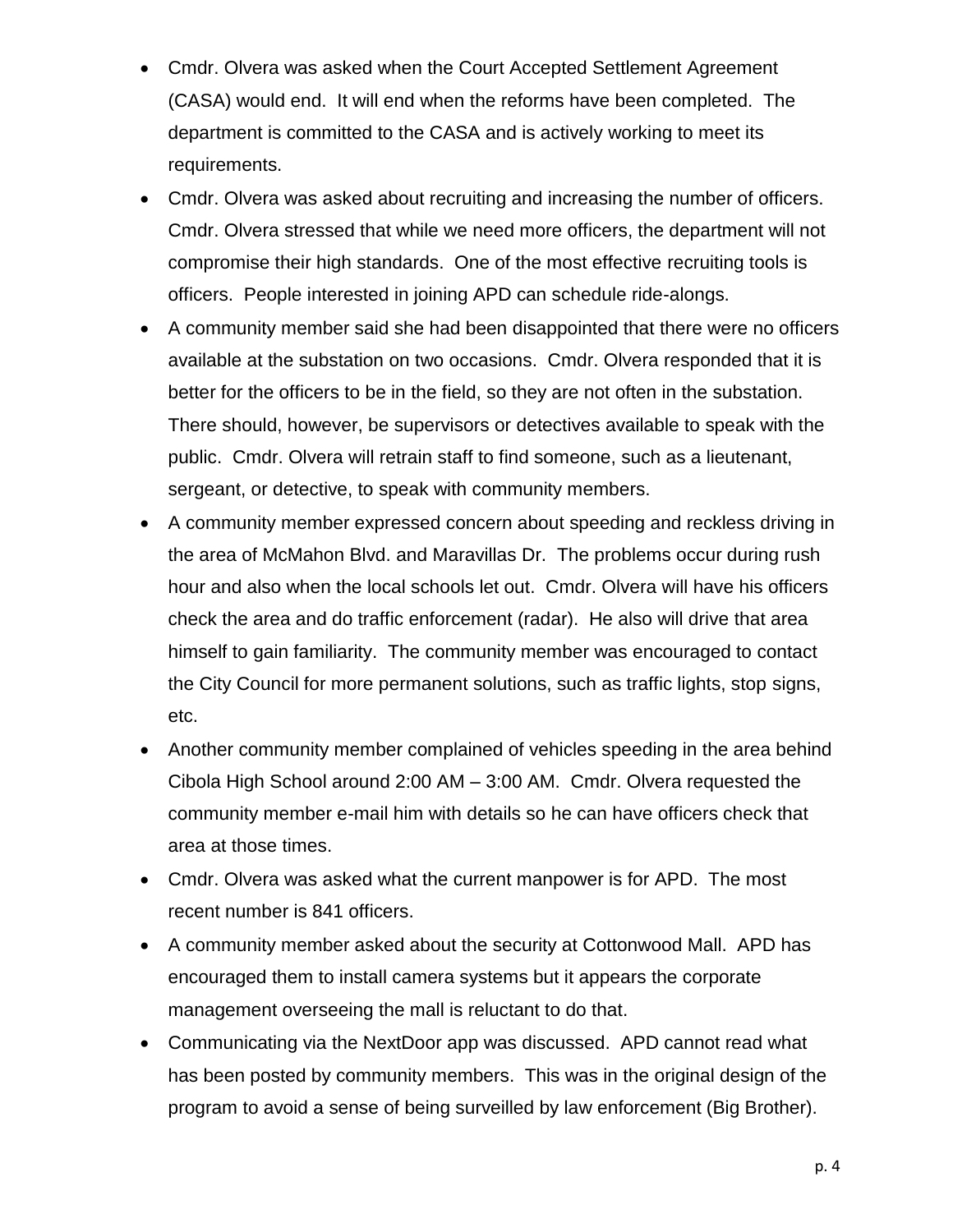- Cmdr. Olvera was asked when the Court Accepted Settlement Agreement (CASA) would end. It will end when the reforms have been completed. The department is committed to the CASA and is actively working to meet its requirements.
- Cmdr. Olvera was asked about recruiting and increasing the number of officers. Cmdr. Olvera stressed that while we need more officers, the department will not compromise their high standards. One of the most effective recruiting tools is officers. People interested in joining APD can schedule ride-alongs.
- A community member said she had been disappointed that there were no officers available at the substation on two occasions. Cmdr. Olvera responded that it is better for the officers to be in the field, so they are not often in the substation. There should, however, be supervisors or detectives available to speak with the public. Cmdr. Olvera will retrain staff to find someone, such as a lieutenant, sergeant, or detective, to speak with community members.
- A community member expressed concern about speeding and reckless driving in the area of McMahon Blvd. and Maravillas Dr. The problems occur during rush hour and also when the local schools let out. Cmdr. Olvera will have his officers check the area and do traffic enforcement (radar). He also will drive that area himself to gain familiarity. The community member was encouraged to contact the City Council for more permanent solutions, such as traffic lights, stop signs, etc.
- Another community member complained of vehicles speeding in the area behind Cibola High School around 2:00 AM – 3:00 AM. Cmdr. Olvera requested the community member e-mail him with details so he can have officers check that area at those times.
- Cmdr. Olvera was asked what the current manpower is for APD. The most recent number is 841 officers.
- A community member asked about the security at Cottonwood Mall. APD has encouraged them to install camera systems but it appears the corporate management overseeing the mall is reluctant to do that.
- Communicating via the NextDoor app was discussed. APD cannot read what has been posted by community members. This was in the original design of the program to avoid a sense of being surveilled by law enforcement (Big Brother).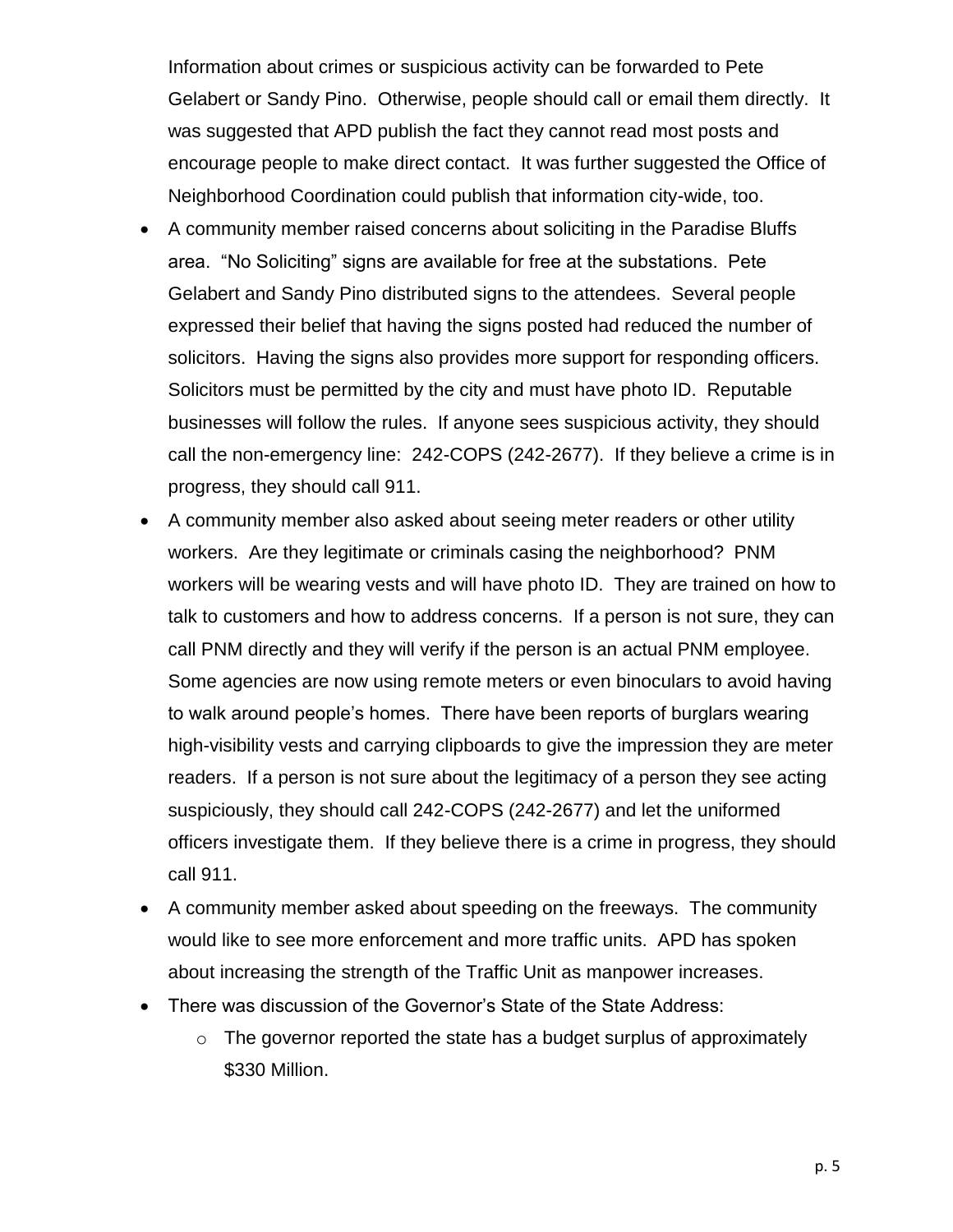Information about crimes or suspicious activity can be forwarded to Pete Gelabert or Sandy Pino. Otherwise, people should call or email them directly. It was suggested that APD publish the fact they cannot read most posts and encourage people to make direct contact. It was further suggested the Office of Neighborhood Coordination could publish that information city-wide, too.

- A community member raised concerns about soliciting in the Paradise Bluffs area. "No Soliciting" signs are available for free at the substations. Pete Gelabert and Sandy Pino distributed signs to the attendees. Several people expressed their belief that having the signs posted had reduced the number of solicitors. Having the signs also provides more support for responding officers. Solicitors must be permitted by the city and must have photo ID. Reputable businesses will follow the rules. If anyone sees suspicious activity, they should call the non-emergency line: 242-COPS (242-2677). If they believe a crime is in progress, they should call 911.
- A community member also asked about seeing meter readers or other utility workers. Are they legitimate or criminals casing the neighborhood? PNM workers will be wearing vests and will have photo ID. They are trained on how to talk to customers and how to address concerns. If a person is not sure, they can call PNM directly and they will verify if the person is an actual PNM employee. Some agencies are now using remote meters or even binoculars to avoid having to walk around people's homes. There have been reports of burglars wearing high-visibility vests and carrying clipboards to give the impression they are meter readers. If a person is not sure about the legitimacy of a person they see acting suspiciously, they should call 242-COPS (242-2677) and let the uniformed officers investigate them. If they believe there is a crime in progress, they should call 911.
- A community member asked about speeding on the freeways. The community would like to see more enforcement and more traffic units. APD has spoken about increasing the strength of the Traffic Unit as manpower increases.
- There was discussion of the Governor's State of the State Address:
  - The governor reported the state has a budget surplus of approximately $330 Million.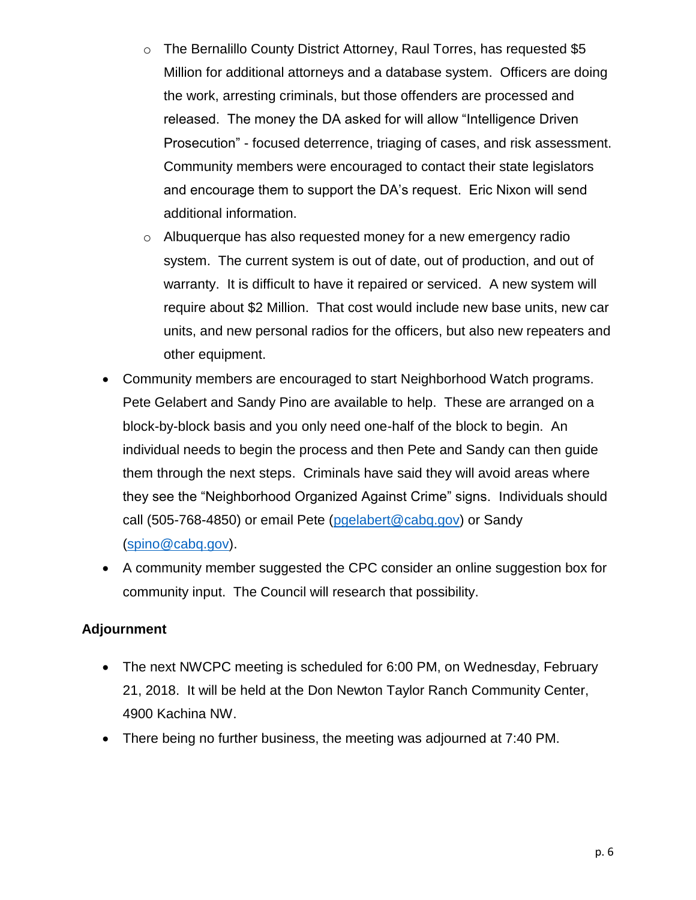- The Bernalillo County District Attorney, Raul Torres, has requested $5 Million for additional attorneys and a database system. Officers are doing the work, arresting criminals, but those offenders are processed and released. The money the DA asked for will allow "Intelligence Driven Prosecution" - focused deterrence, triaging of cases, and risk assessment. Community members were encouraged to contact their state legislators and encourage them to support the DA's request. Eric Nixon will send additional information.
    - Albuquerque has also requested money for a new emergency radio system. The current system is out of date, out of production, and out of warranty. It is difficult to have it repaired or serviced. A new system will require about $2 Million. That cost would include new base units, new car units, and new personal radios for the officers, but also new repeaters and other equipment.
- Community members are encouraged to start Neighborhood Watch programs. Pete Gelabert and Sandy Pino are available to help. These are arranged on a block-by-block basis and you only need one-half of the block to begin. An individual needs to begin the process and then Pete and Sandy can then guide them through the next steps. Criminals have said they will avoid areas where they see the "Neighborhood Organized Against Crime" signs. Individuals should call (505-768-4850) or email Pete (pgelabert@cabq.gov) or Sandy (spino@cabq.gov).
- A community member suggested the CPC consider an online suggestion box for community input. The Council will research that possibility.

### Adjournment

- The next NWCPC meeting is scheduled for 6:00 PM, on Wednesday, February 21, 2018. It will be held at the Don Newton Taylor Ranch Community Center, 4900 Kachina NW.
- There being no further business, the meeting was adjourned at 7:40 PM.